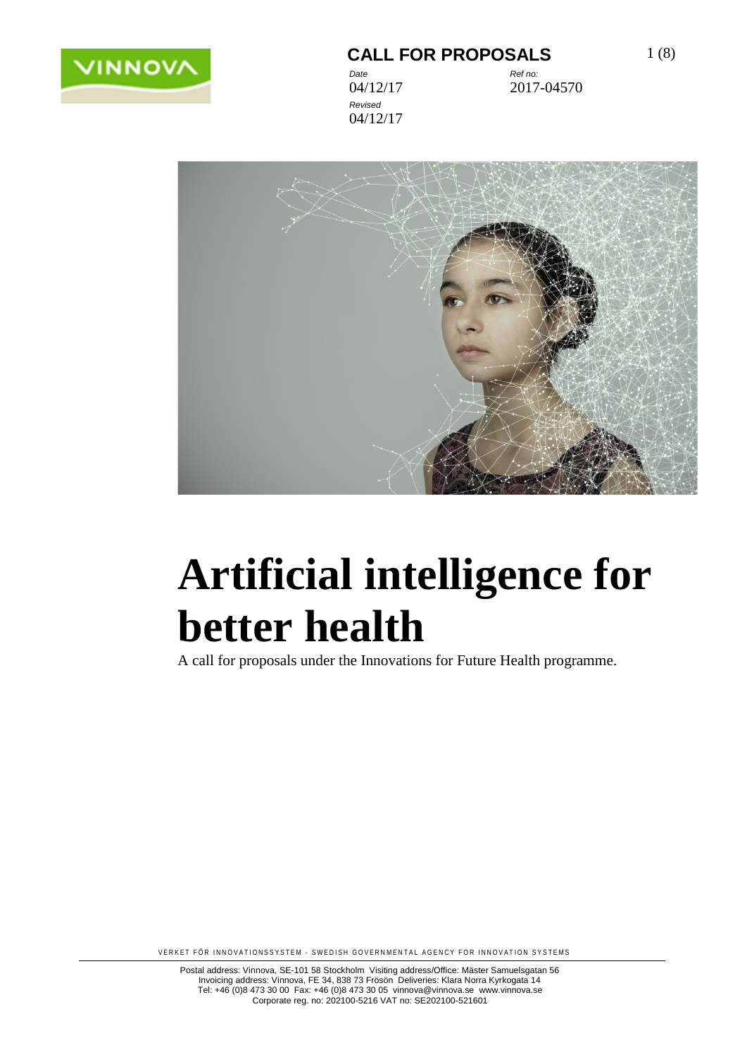**CALL FOR PROPOSALS**

*Date*
04/12/17

*Ref no:*
2017-04570

*Revised*
04/12/17

# Artificial intelligence for better health

A call for proposals under the Innovations for Future Health programme.

VERKET FÖR INNOVATIONSSYSTEM - SWEDISH GOVERNMENTAL AGENCY FOR INNOVATION SYSTEMS

Postal address: Vinnova, SE-101 58 Stockholm Visiting address/Office: Mäster Samuelsgatan 56
Invoicing address: Vinnova, FE 34, 838 73 Frösön Deliveries: Klara Norra Kyrkogata 14
Tel: +46 (0)8 473 30 00 Fax: +46 (0)8 473 30 05 vinnova@vinnova.se www.vinnova.se
Corporate reg. no: 202100-5216 VAT no: SE202100-521601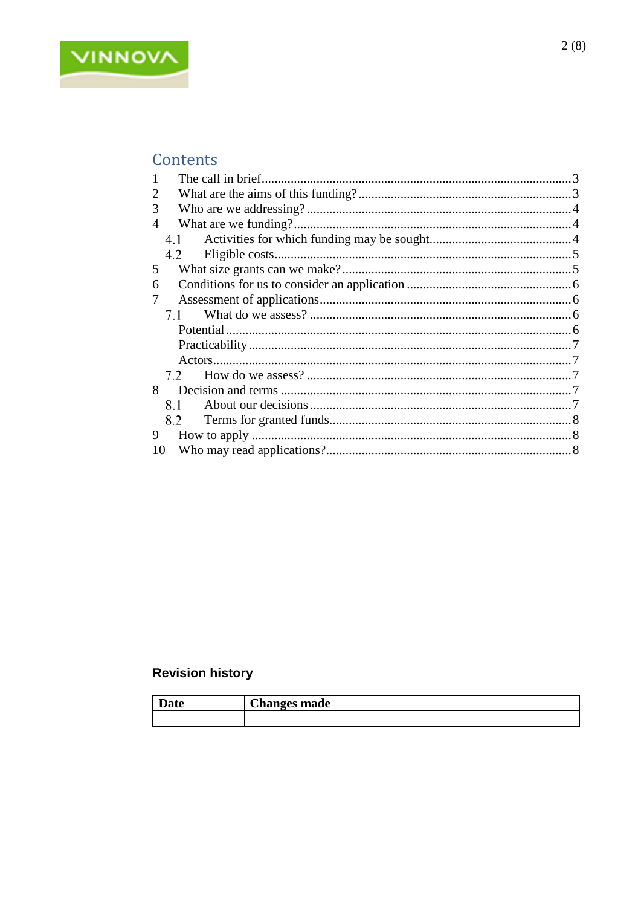## Contents

1 The call in brief ... 3
2 What are the aims of this funding? ... 3
3 Who are we addressing? ... 4
4 What are we funding? ... 4
   4.1 Activities for which funding may be sought ... 4
   4.2 Eligible costs ... 5
5 What size grants can we make? ... 5
6 Conditions for us to consider an application ... 6
7 Assessment of applications ... 6
   7.1 What do we assess? ... 6
   Potential ... 6
   Practicability ... 7
   Actors ... 7
   7.2 How do we assess? ... 7
8 Decision and terms ... 7
   8.1 About our decisions ... 7
   8.2 Terms for granted funds ... 8
9 How to apply ... 8
10 Who may read applications? ... 8

**Revision history**

| Date | Changes made |
|---|---|
| | |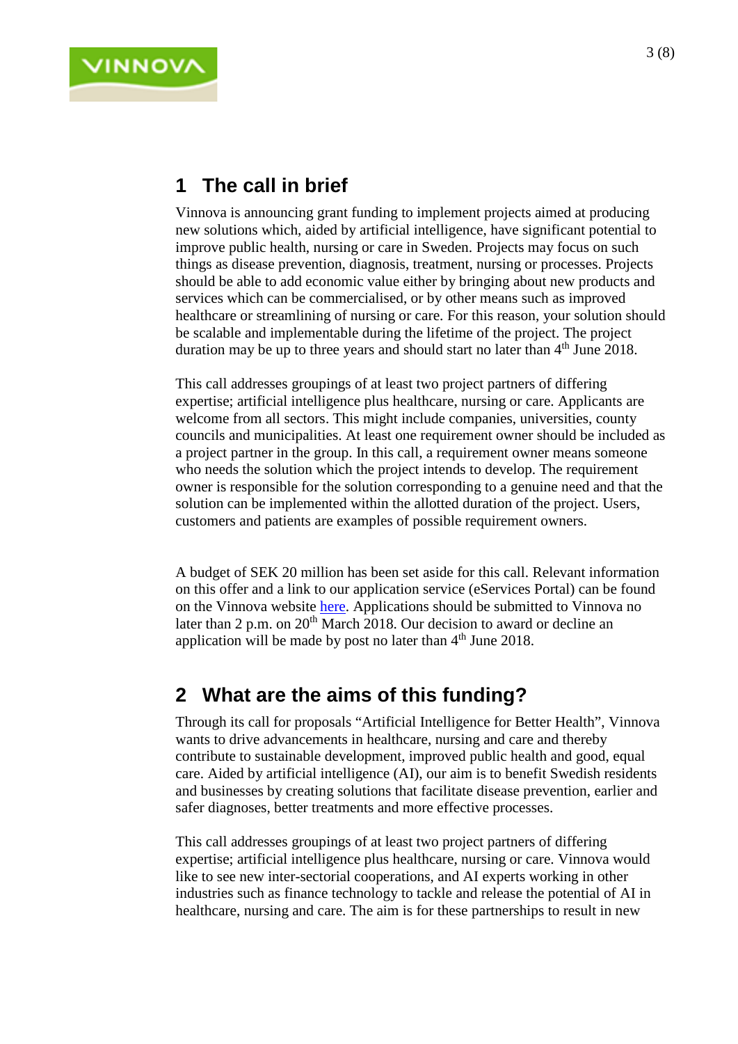## 1 The call in brief

Vinnova is announcing grant funding to implement projects aimed at producing new solutions which, aided by artificial intelligence, have significant potential to improve public health, nursing or care in Sweden. Projects may focus on such things as disease prevention, diagnosis, treatment, nursing or processes. Projects should be able to add economic value either by bringing about new products and services which can be commercialised, or by other means such as improved healthcare or streamlining of nursing or care. For this reason, your solution should be scalable and implementable during the lifetime of the project. The project duration may be up to three years and should start no later than 4th June 2018.

This call addresses groupings of at least two project partners of differing expertise; artificial intelligence plus healthcare, nursing or care. Applicants are welcome from all sectors. This might include companies, universities, county councils and municipalities. At least one requirement owner should be included as a project partner in the group. In this call, a requirement owner means someone who needs the solution which the project intends to develop. The requirement owner is responsible for the solution corresponding to a genuine need and that the solution can be implemented within the allotted duration of the project. Users, customers and patients are examples of possible requirement owners.

A budget of SEK 20 million has been set aside for this call. Relevant information on this offer and a link to our application service (eServices Portal) can be found on the Vinnova website here. Applications should be submitted to Vinnova no later than 2 p.m. on 20th March 2018. Our decision to award or decline an application will be made by post no later than 4th June 2018.

## 2 What are the aims of this funding?

Through its call for proposals "Artificial Intelligence for Better Health", Vinnova wants to drive advancements in healthcare, nursing and care and thereby contribute to sustainable development, improved public health and good, equal care. Aided by artificial intelligence (AI), our aim is to benefit Swedish residents and businesses by creating solutions that facilitate disease prevention, earlier and safer diagnoses, better treatments and more effective processes.

This call addresses groupings of at least two project partners of differing expertise; artificial intelligence plus healthcare, nursing or care. Vinnova would like to see new inter-sectorial cooperations, and AI experts working in other industries such as finance technology to tackle and release the potential of AI in healthcare, nursing and care. The aim is for these partnerships to result in new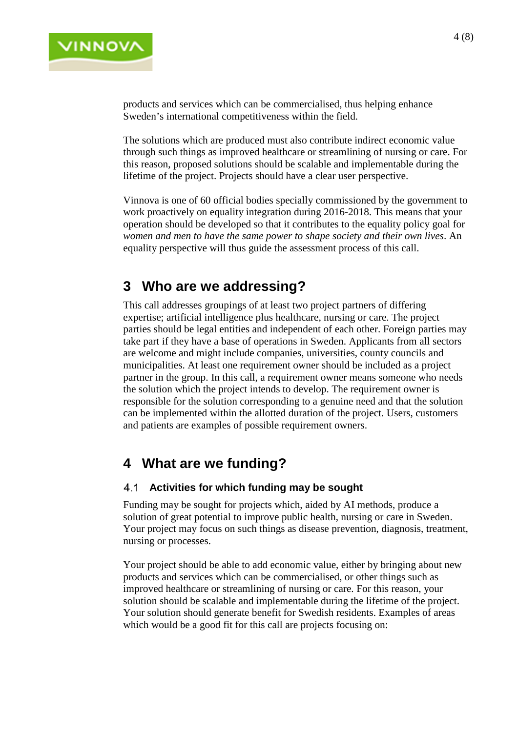products and services which can be commercialised, thus helping enhance Sweden's international competitiveness within the field.

The solutions which are produced must also contribute indirect economic value through such things as improved healthcare or streamlining of nursing or care. For this reason, proposed solutions should be scalable and implementable during the lifetime of the project. Projects should have a clear user perspective.

Vinnova is one of 60 official bodies specially commissioned by the government to work proactively on equality integration during 2016-2018. This means that your operation should be developed so that it contributes to the equality policy goal for *women and men to have the same power to shape society and their own lives*. An equality perspective will thus guide the assessment process of this call.

# 3 Who are we addressing?

This call addresses groupings of at least two project partners of differing expertise; artificial intelligence plus healthcare, nursing or care. The project parties should be legal entities and independent of each other. Foreign parties may take part if they have a base of operations in Sweden. Applicants from all sectors are welcome and might include companies, universities, county councils and municipalities. At least one requirement owner should be included as a project partner in the group. In this call, a requirement owner means someone who needs the solution which the project intends to develop. The requirement owner is responsible for the solution corresponding to a genuine need and that the solution can be implemented within the allotted duration of the project. Users, customers and patients are examples of possible requirement owners.

# 4 What are we funding?

## 4.1 Activities for which funding may be sought

Funding may be sought for projects which, aided by AI methods, produce a solution of great potential to improve public health, nursing or care in Sweden. Your project may focus on such things as disease prevention, diagnosis, treatment, nursing or processes.

Your project should be able to add economic value, either by bringing about new products and services which can be commercialised, or other things such as improved healthcare or streamlining of nursing or care. For this reason, your solution should be scalable and implementable during the lifetime of the project. Your solution should generate benefit for Swedish residents. Examples of areas which would be a good fit for this call are projects focusing on: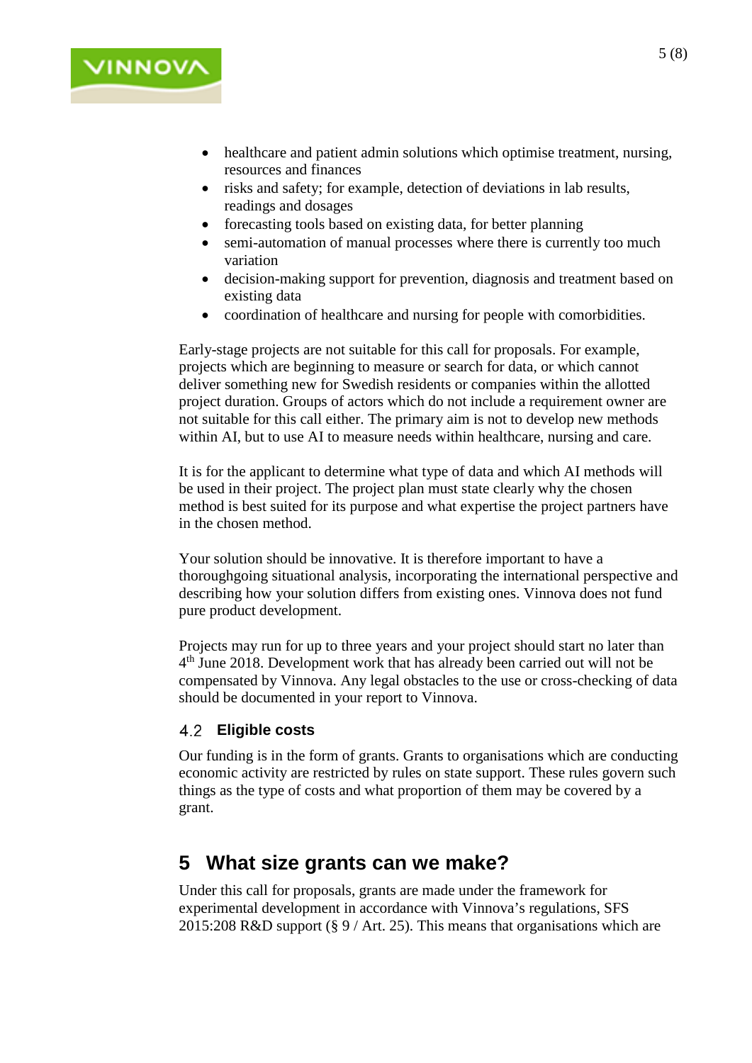- healthcare and patient admin solutions which optimise treatment, nursing, resources and finances
- risks and safety; for example, detection of deviations in lab results, readings and dosages
- forecasting tools based on existing data, for better planning
- semi-automation of manual processes where there is currently too much variation
- decision-making support for prevention, diagnosis and treatment based on existing data
- coordination of healthcare and nursing for people with comorbidities.

Early-stage projects are not suitable for this call for proposals. For example, projects which are beginning to measure or search for data, or which cannot deliver something new for Swedish residents or companies within the allotted project duration. Groups of actors which do not include a requirement owner are not suitable for this call either. The primary aim is not to develop new methods within AI, but to use AI to measure needs within healthcare, nursing and care.

It is for the applicant to determine what type of data and which AI methods will be used in their project. The project plan must state clearly why the chosen method is best suited for its purpose and what expertise the project partners have in the chosen method.

Your solution should be innovative. It is therefore important to have a thoroughgoing situational analysis, incorporating the international perspective and describing how your solution differs from existing ones. Vinnova does not fund pure product development.

Projects may run for up to three years and your project should start no later than 4th June 2018. Development work that has already been carried out will not be compensated by Vinnova. Any legal obstacles to the use or cross-checking of data should be documented in your report to Vinnova.

### 4.2 Eligible costs

Our funding is in the form of grants. Grants to organisations which are conducting economic activity are restricted by rules on state support. These rules govern such things as the type of costs and what proportion of them may be covered by a grant.

## 5 What size grants can we make?

Under this call for proposals, grants are made under the framework for experimental development in accordance with Vinnova's regulations, SFS 2015:208 R&D support (§ 9 / Art. 25). This means that organisations which are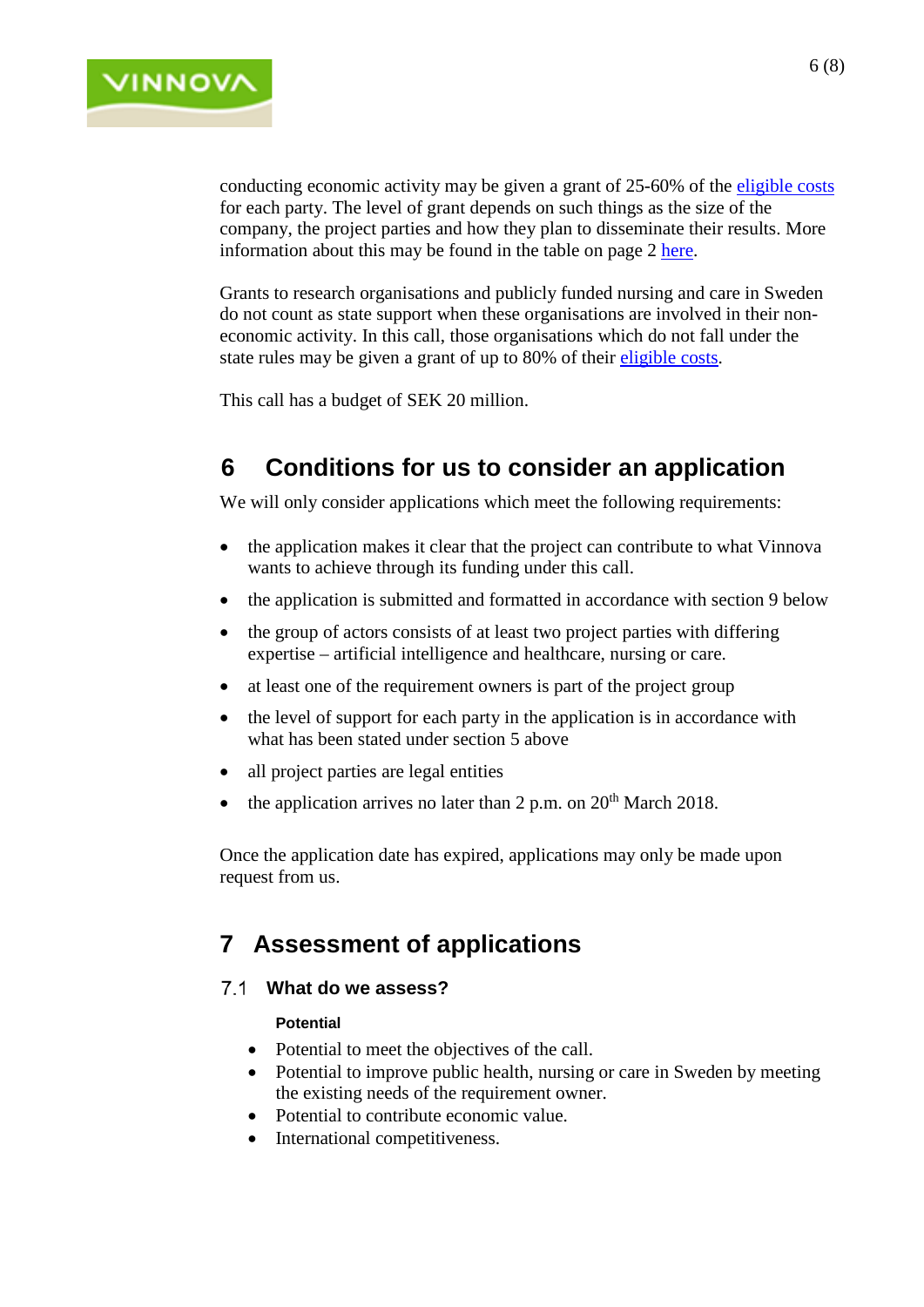conducting economic activity may be given a grant of 25-60% of the eligible costs for each party. The level of grant depends on such things as the size of the company, the project parties and how they plan to disseminate their results. More information about this may be found in the table on page 2 here.

Grants to research organisations and publicly funded nursing and care in Sweden do not count as state support when these organisations are involved in their non-economic activity. In this call, those organisations which do not fall under the state rules may be given a grant of up to 80% of their eligible costs.

This call has a budget of SEK 20 million.

# 6 Conditions for us to consider an application

We will only consider applications which meet the following requirements:

- the application makes it clear that the project can contribute to what Vinnova wants to achieve through its funding under this call.
- the application is submitted and formatted in accordance with section 9 below
- the group of actors consists of at least two project parties with differing expertise – artificial intelligence and healthcare, nursing or care.
- at least one of the requirement owners is part of the project group
- the level of support for each party in the application is in accordance with what has been stated under section 5 above
- all project parties are legal entities
- the application arrives no later than 2 p.m. on 20th March 2018.

Once the application date has expired, applications may only be made upon request from us.

# 7 Assessment of applications

## 7.1 What do we assess?

**Potential**

- Potential to meet the objectives of the call.
- Potential to improve public health, nursing or care in Sweden by meeting the existing needs of the requirement owner.
- Potential to contribute economic value.
- International competitiveness.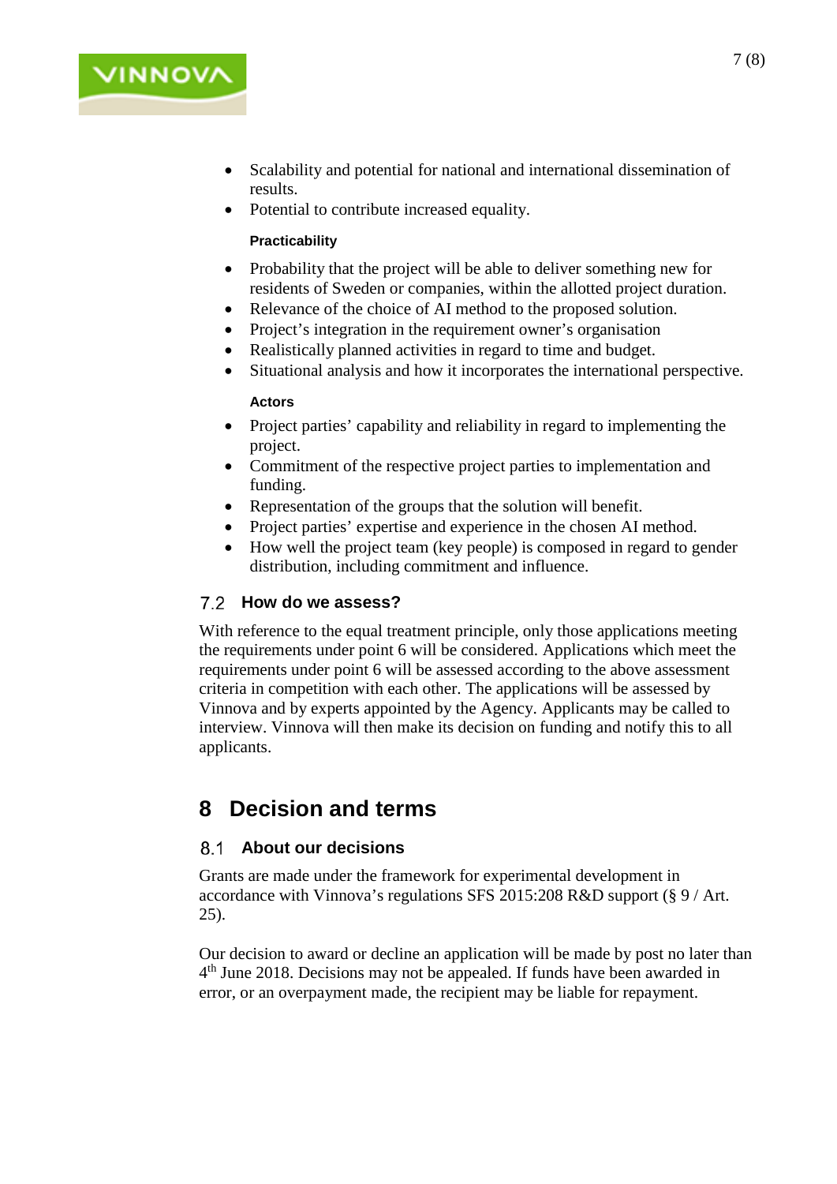- Scalability and potential for national and international dissemination of results.
- Potential to contribute increased equality.

#### Practicability

- Probability that the project will be able to deliver something new for residents of Sweden or companies, within the allotted project duration.
- Relevance of the choice of AI method to the proposed solution.
- Project's integration in the requirement owner's organisation
- Realistically planned activities in regard to time and budget.
- Situational analysis and how it incorporates the international perspective.

#### Actors

- Project parties' capability and reliability in regard to implementing the project.
- Commitment of the respective project parties to implementation and funding.
- Representation of the groups that the solution will benefit.
- Project parties' expertise and experience in the chosen AI method.
- How well the project team (key people) is composed in regard to gender distribution, including commitment and influence.

### 7.2 How do we assess?

With reference to the equal treatment principle, only those applications meeting the requirements under point 6 will be considered. Applications which meet the requirements under point 6 will be assessed according to the above assessment criteria in competition with each other. The applications will be assessed by Vinnova and by experts appointed by the Agency. Applicants may be called to interview. Vinnova will then make its decision on funding and notify this to all applicants.

## 8 Decision and terms

### 8.1 About our decisions

Grants are made under the framework for experimental development in accordance with Vinnova's regulations SFS 2015:208 R&D support (§ 9 / Art. 25).

Our decision to award or decline an application will be made by post no later than 4th June 2018. Decisions may not be appealed. If funds have been awarded in error, or an overpayment made, the recipient may be liable for repayment.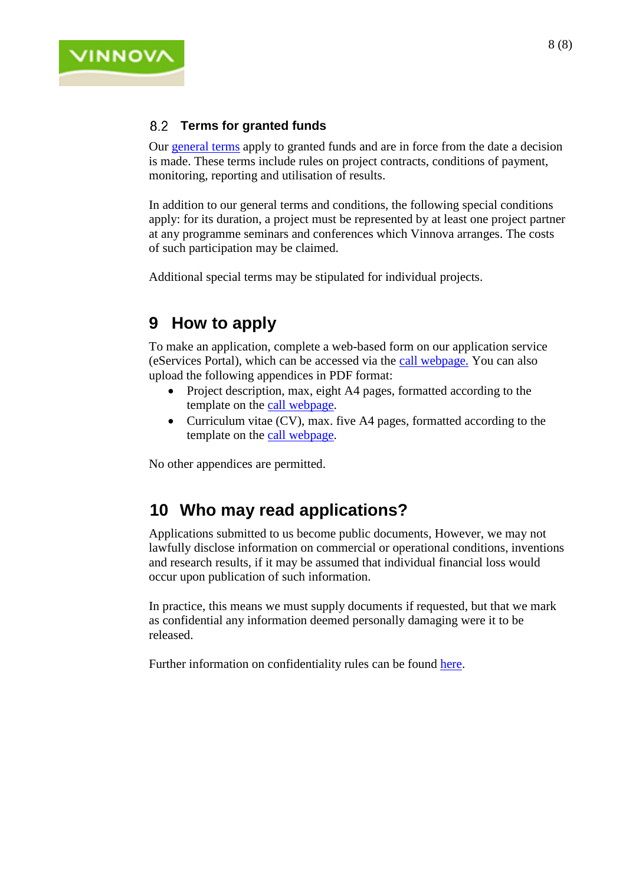### 8.2 Terms for granted funds

Our general terms apply to granted funds and are in force from the date a decision is made. These terms include rules on project contracts, conditions of payment, monitoring, reporting and utilisation of results.

In addition to our general terms and conditions, the following special conditions apply: for its duration, a project must be represented by at least one project partner at any programme seminars and conferences which Vinnova arranges. The costs of such participation may be claimed.

Additional special terms may be stipulated for individual projects.

# 9 How to apply

To make an application, complete a web-based form on our application service (eServices Portal), which can be accessed via the call webpage. You can also upload the following appendices in PDF format:

- Project description, max, eight A4 pages, formatted according to the template on the call webpage.
- Curriculum vitae (CV), max. five A4 pages, formatted according to the template on the call webpage.

No other appendices are permitted.

# 10 Who may read applications?

Applications submitted to us become public documents, However, we may not lawfully disclose information on commercial or operational conditions, inventions and research results, if it may be assumed that individual financial loss would occur upon publication of such information.

In practice, this means we must supply documents if requested, but that we mark as confidential any information deemed personally damaging were it to be released.

Further information on confidentiality rules can be found here.